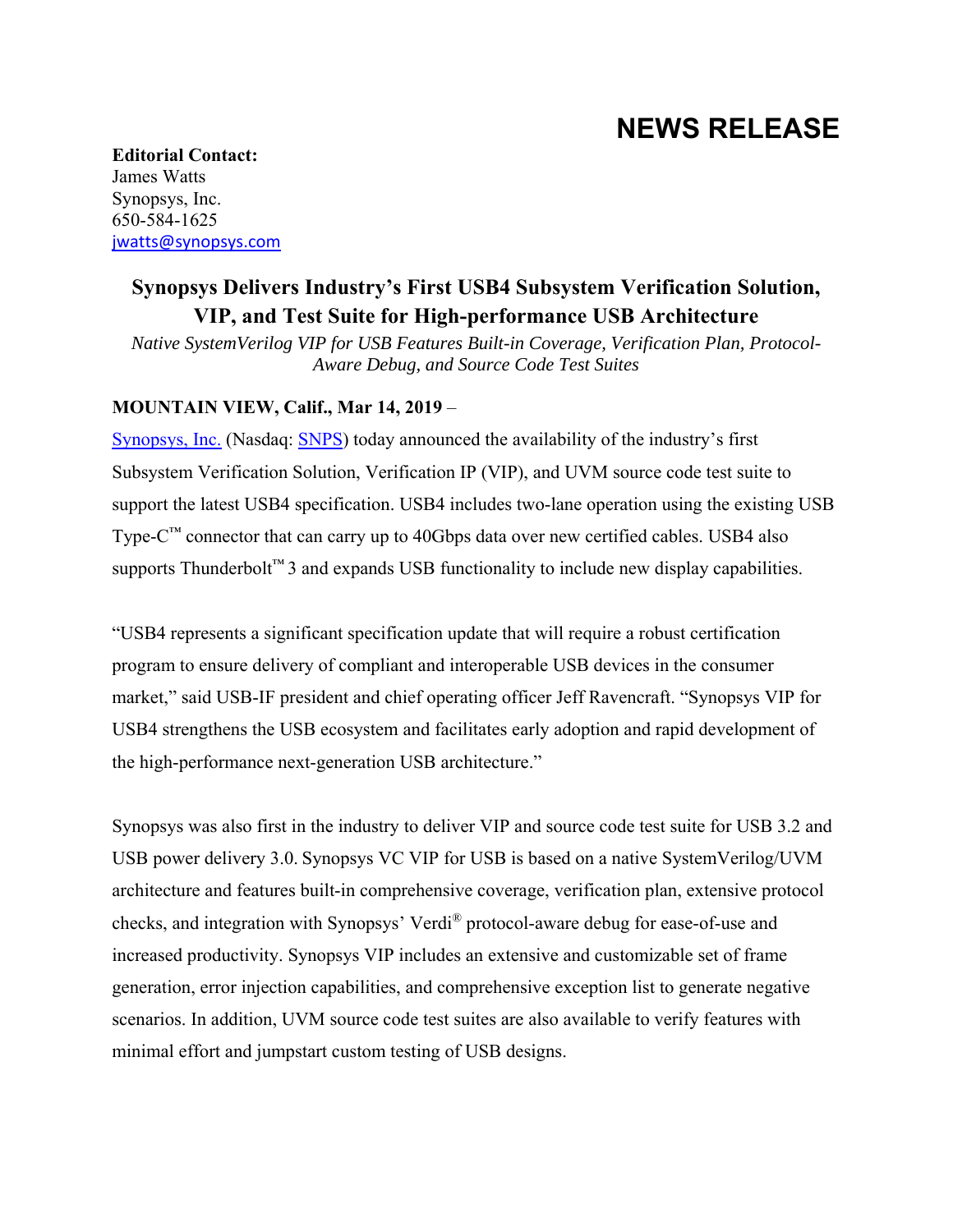# NEWS RELEASE

**Editorial Contact:**
James Watts
Synopsys, Inc.
650-584-1625
jwatts@synopsys.com

## Synopsys Delivers Industry's First USB4 Subsystem Verification Solution, VIP, and Test Suite for High-performance USB Architecture

*Native SystemVerilog VIP for USB Features Built-in Coverage, Verification Plan, Protocol-Aware Debug, and Source Code Test Suites*

**MOUNTAIN VIEW, Calif., Mar 14, 2019** –

Synopsys, Inc. (Nasdaq: SNPS) today announced the availability of the industry's first Subsystem Verification Solution, Verification IP (VIP), and UVM source code test suite to support the latest USB4 specification. USB4 includes two-lane operation using the existing USB Type-C™ connector that can carry up to 40Gbps data over new certified cables. USB4 also supports Thunderbolt™ 3 and expands USB functionality to include new display capabilities.

"USB4 represents a significant specification update that will require a robust certification program to ensure delivery of compliant and interoperable USB devices in the consumer market," said USB-IF president and chief operating officer Jeff Ravencraft. "Synopsys VIP for USB4 strengthens the USB ecosystem and facilitates early adoption and rapid development of the high-performance next-generation USB architecture."

Synopsys was also first in the industry to deliver VIP and source code test suite for USB 3.2 and USB power delivery 3.0. Synopsys VC VIP for USB is based on a native SystemVerilog/UVM architecture and features built-in comprehensive coverage, verification plan, extensive protocol checks, and integration with Synopsys' Verdi® protocol-aware debug for ease-of-use and increased productivity. Synopsys VIP includes an extensive and customizable set of frame generation, error injection capabilities, and comprehensive exception list to generate negative scenarios. In addition, UVM source code test suites are also available to verify features with minimal effort and jumpstart custom testing of USB designs.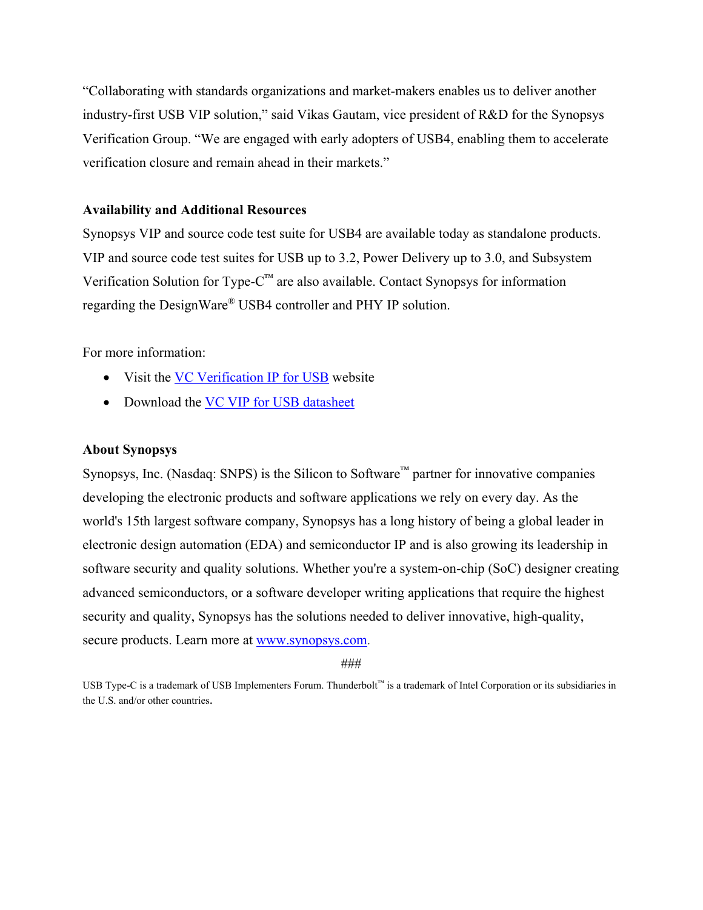"Collaborating with standards organizations and market-makers enables us to deliver another industry-first USB VIP solution," said Vikas Gautam, vice president of R&D for the Synopsys Verification Group. "We are engaged with early adopters of USB4, enabling them to accelerate verification closure and remain ahead in their markets."

**Availability and Additional Resources**

Synopsys VIP and source code test suite for USB4 are available today as standalone products. VIP and source code test suites for USB up to 3.2, Power Delivery up to 3.0, and Subsystem Verification Solution for Type-C™ are also available. Contact Synopsys for information regarding the DesignWare® USB4 controller and PHY IP solution.

For more information:

- Visit the VC Verification IP for USB website
- Download the VC VIP for USB datasheet

**About Synopsys**

Synopsys, Inc. (Nasdaq: SNPS) is the Silicon to Software™ partner for innovative companies developing the electronic products and software applications we rely on every day. As the world's 15th largest software company, Synopsys has a long history of being a global leader in electronic design automation (EDA) and semiconductor IP and is also growing its leadership in software security and quality solutions. Whether you're a system-on-chip (SoC) designer creating advanced semiconductors, or a software developer writing applications that require the highest security and quality, Synopsys has the solutions needed to deliver innovative, high-quality, secure products. Learn more at www.synopsys.com.

###

USB Type-C is a trademark of USB Implementers Forum. Thunderbolt™ is a trademark of Intel Corporation or its subsidiaries in the U.S. and/or other countries.